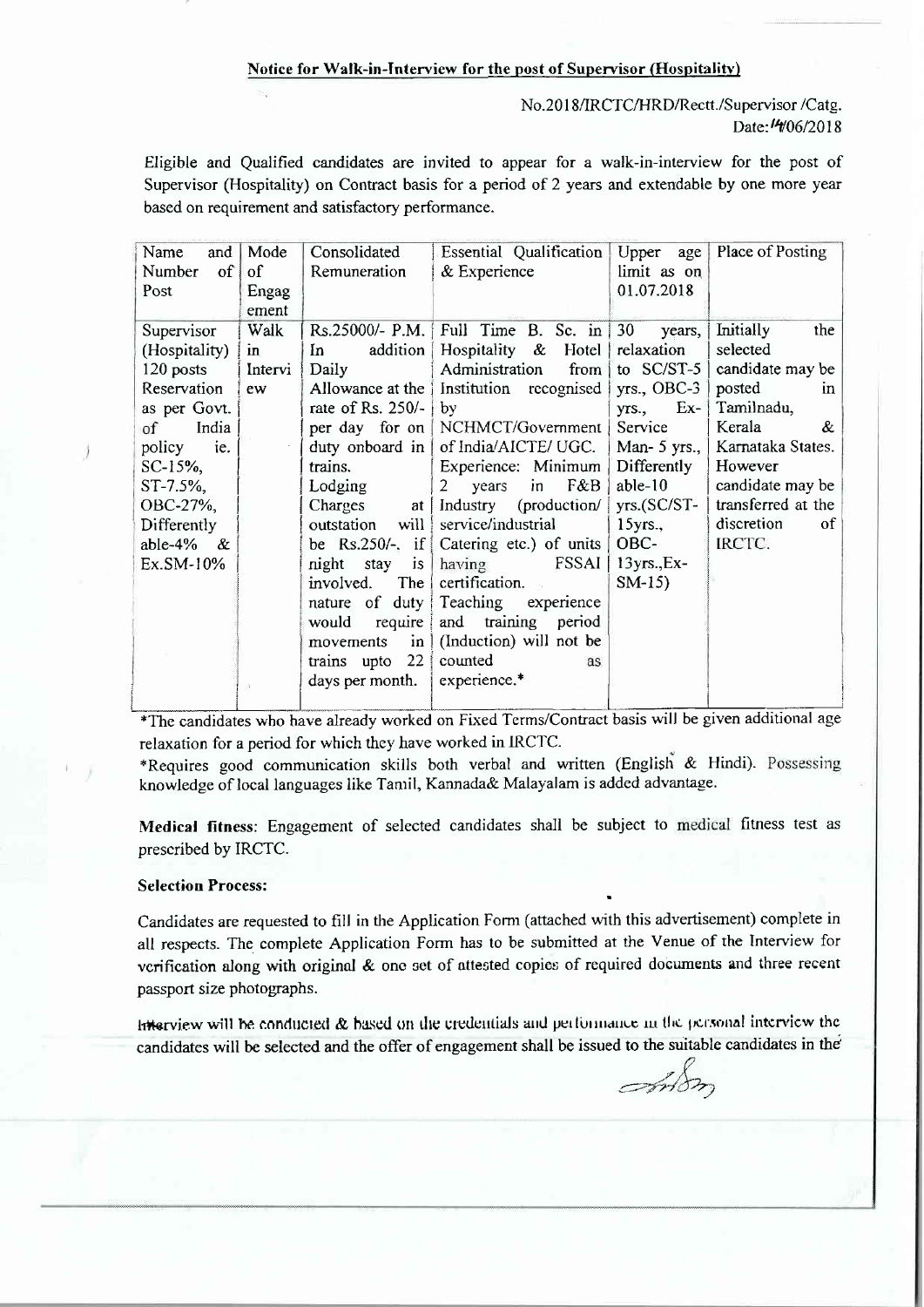**Notice for Walk-in-Interview for the post of Supervisor (Hospitality)**

No.2018/IRCTC/HRD/Rectt./Supervisor /Catg.
Date: 14/06/2018

Eligible and Qualified candidates are invited to appear for a walk-in-interview for the post of Supervisor (Hospitality) on Contract basis for a period of 2 years and extendable by one more year based on requirement and satisfactory performance.

| Name and Number of Post | Mode of Engagement | Consolidated Remuneration | Essential Qualification & Experience | Upper age limit as on 01.07.2018 | Place of Posting |
|---|---|---|---|---|---|
| Supervisor (Hospitality) 120 posts Reservation as per Govt. of India policy ie. SC-15%, ST-7.5%, OBC-27%, Differently able-4% & Ex.SM-10% | Walk in Interview | Rs.25000/- P.M. In addition Daily Allowance at the rate of Rs. 250/- per day for on duty onboard in trains. Lodging Charges at outstation will be Rs.250/-, if night stay is involved. The nature of duty would require movements in trains upto 22 days per month. | Full Time B. Sc. in Hospitality & Hotel Administration from Institution recognised by NCHMCT/Government of India/AICTE/ UGC. Experience: Minimum 2 years in F&B Industry (production/ service/industrial Catering etc.) of units having FSSAI certification. Teaching experience and training period (Induction) will not be counted as experience.* | 30 years, relaxation to SC/ST-5 yrs., OBC-3 yrs., Ex-Service Man- 5 yrs., Differently able-10 yrs.(SC/ST-15yrs., OBC-13yrs.,Ex-SM-15) | Initially the selected candidate may be posted in Tamilnadu, Kerala & Karnataka States. However candidate may be transferred at the discretion of IRCTC. |

*The candidates who have already worked on Fixed Terms/Contract basis will be given additional age relaxation for a period for which they have worked in IRCTC.

*Requires good communication skills both verbal and written (English & Hindi). Possessing knowledge of local languages like Tamil, Kannada& Malayalam is added advantage.

**Medical fitness**: Engagement of selected candidates shall be subject to medical fitness test as prescribed by IRCTC.

**Selection Process:**

Candidates are requested to fill in the Application Form (attached with this advertisement) complete in all respects. The complete Application Form has to be submitted at the Venue of the Interview for verification along with original & one set of attested copies of required documents and three recent passport size photographs.

Interview will be conducted & based on the credentials and performance in the personal interview the candidates will be selected and the offer of engagement shall be issued to the suitable candidates in the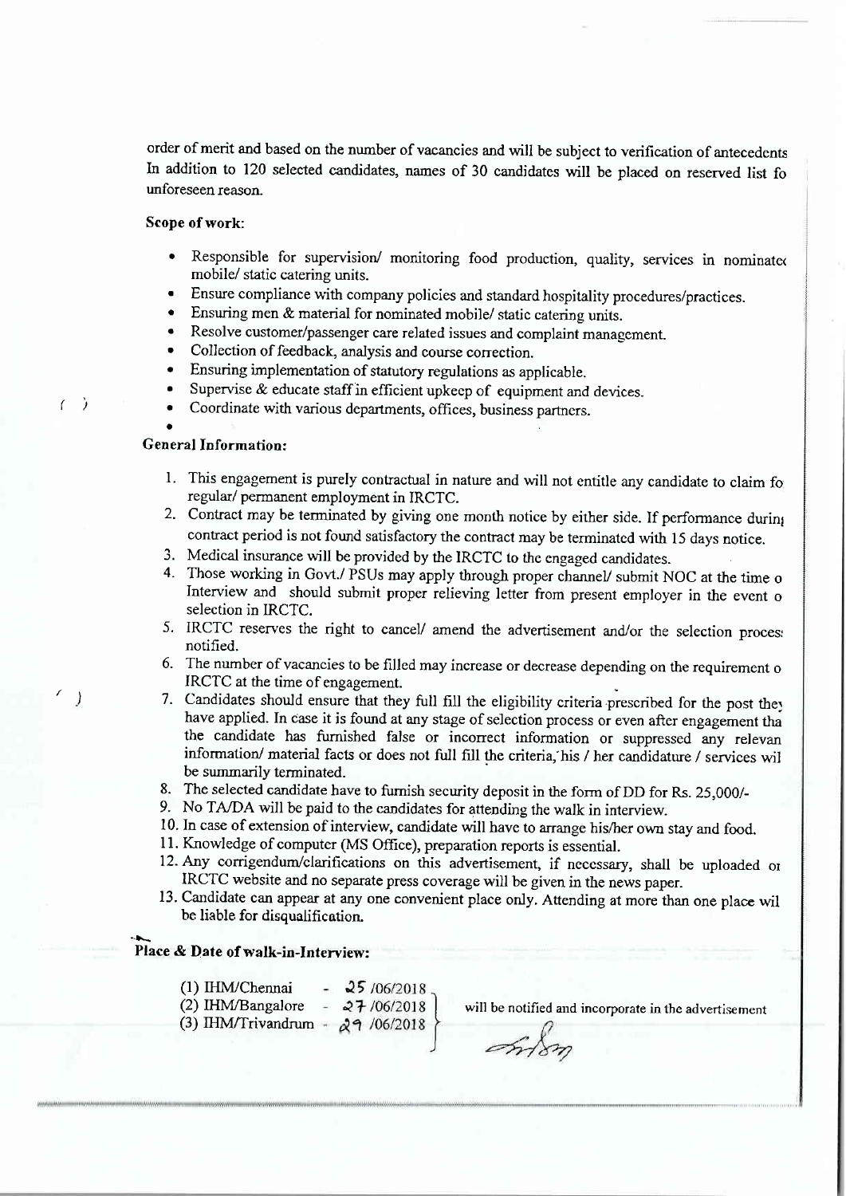order of merit and based on the number of vacancies and will be subject to verification of antecedents In addition to 120 selected candidates, names of 30 candidates will be placed on reserved list fo unforeseen reason.

**Scope of work:**

- Responsible for supervision/ monitoring food production, quality, services in nominatec mobile/ static catering units.
- Ensure compliance with company policies and standard hospitality procedures/practices.
- Ensuring men & material for nominated mobile/ static catering units.
- Resolve customer/passenger care related issues and complaint management.
- Collection of feedback, analysis and course correction.
- Ensuring implementation of statutory regulations as applicable.
- Supervise & educate staff in efficient upkeep of equipment and devices.
- Coordinate with various departments, offices, business partners.
-

**General Information:**

1. This engagement is purely contractual in nature and will not entitle any candidate to claim fo regular/ permanent employment in IRCTC.
2. Contract may be terminated by giving one month notice by either side. If performance durin contract period is not found satisfactory the contract may be terminated with 15 days notice.
3. Medical insurance will be provided by the IRCTC to the engaged candidates.
4. Those working in Govt./ PSUs may apply through proper channel/ submit NOC at the time o Interview and should submit proper relieving letter from present employer in the event o selection in IRCTC.
5. IRCTC reserves the right to cancel/ amend the advertisement and/or the selection proces notified.
6. The number of vacancies to be filled may increase or decrease depending on the requirement o IRCTC at the time of engagement.
7. Candidates should ensure that they full fill the eligibility criteria prescribed for the post they have applied. In case it is found at any stage of selection process or even after engagement tha the candidate has furnished false or incorrect information or suppressed any relevan information/ material facts or does not full fill the criteria, his / her candidature / services wil be summarily terminated.
8. The selected candidate have to furnish security deposit in the form of DD for Rs. 25,000/-
9. No TA/DA will be paid to the candidates for attending the walk in interview.
10. In case of extension of interview, candidate will have to arrange his/her own stay and food.
11. Knowledge of computer (MS Office), preparation reports is essential.
12. Any corrigendum/clarifications on this advertisement, if necessary, shall be uploaded o IRCTC website and no separate press coverage will be given in the news paper.
13. Candidate can appear at any one convenient place only. Attending at more than one place wil be liable for disqualification.

**Place & Date of walk-in-Interview:**

(1) IHM/Chennai - 25/06/2018
(2) IHM/Bangalore - 27/06/2018
(3) IHM/Trivandrum - 29/06/2018

will be notified and incorporate in the advertisement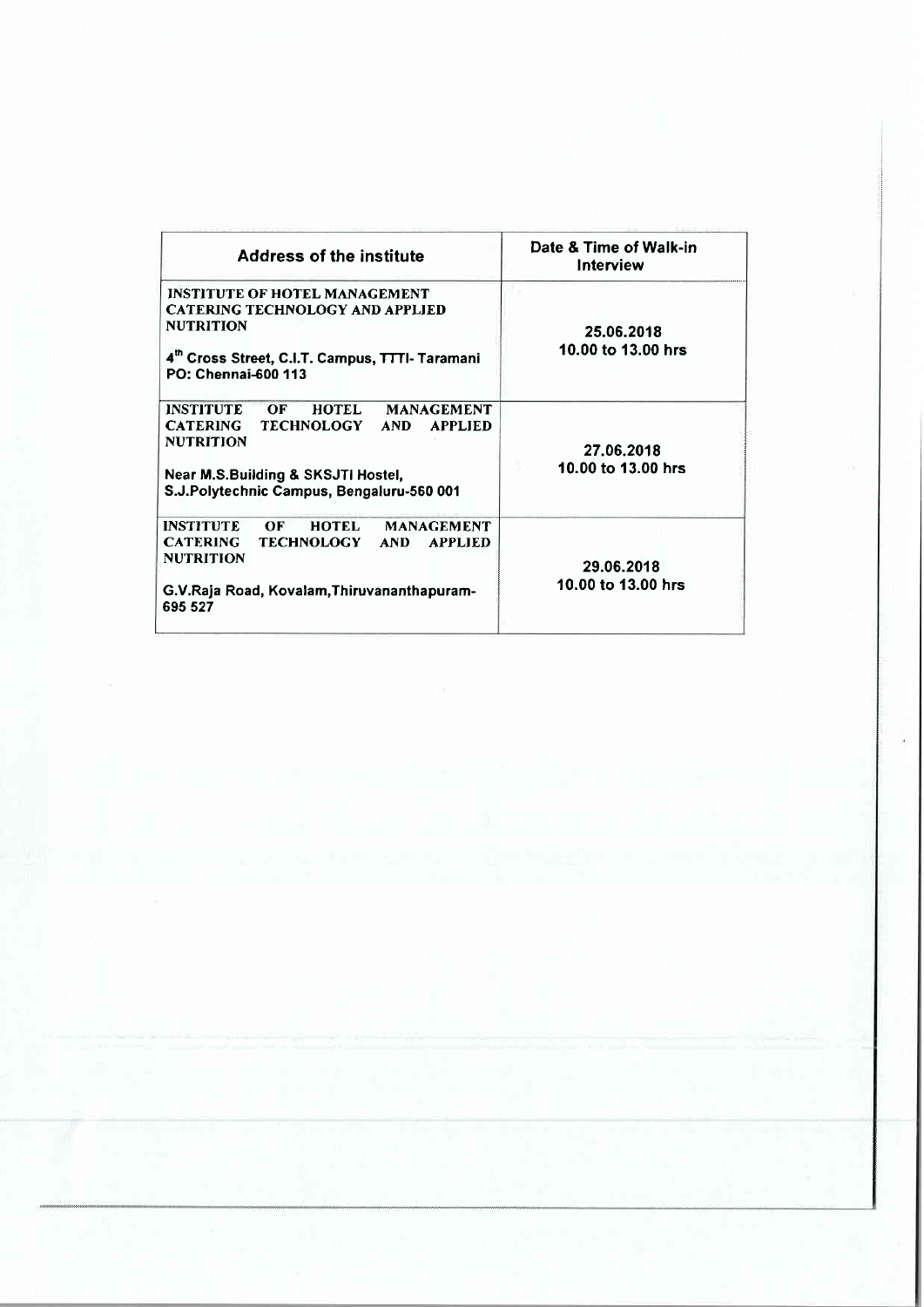| Address of the institute | Date & Time of Walk-in Interview |
|---|---|
| **INSTITUTE OF HOTEL MANAGEMENT CATERING TECHNOLOGY AND APPLIED NUTRITION**<br><br>**4th Cross Street, C.I.T. Campus, TTTI- Taramani PO: Chennai-600 113** | **25.06.2018**<br>**10.00 to 13.00 hrs** |
| **INSTITUTE OF HOTEL MANAGEMENT CATERING TECHNOLOGY AND APPLIED NUTRITION**<br><br>**Near M.S.Building & SKSJTI Hostel, S.J.Polytechnic Campus, Bengaluru-560 001** | **27.06.2018**<br>**10.00 to 13.00 hrs** |
| **INSTITUTE OF HOTEL MANAGEMENT CATERING TECHNOLOGY AND APPLIED NUTRITION**<br><br>**G.V.Raja Road, Kovalam,Thiruvananthapuram-695 527** | **29.06.2018**<br>**10.00 to 13.00 hrs** |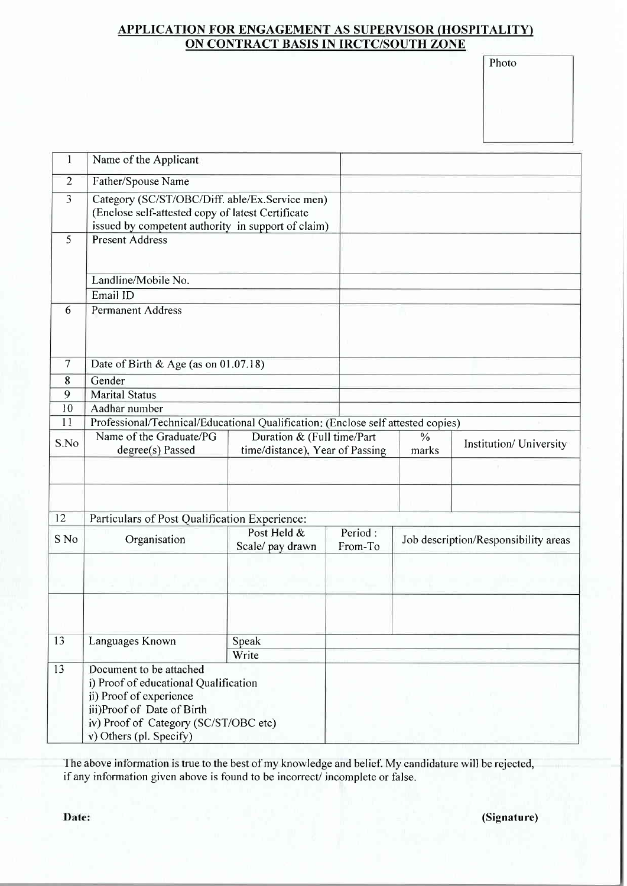## APPLICATION FOR ENGAGEMENT AS SUPERVISOR (HOSPITALITY) ON CONTRACT BASIS IN IRCTC/SOUTH ZONE

Photo

| | | |
|---|---|---|
| 1 | Name of the Applicant | |
| 2 | Father/Spouse Name | |
| 3 | Category (SC/ST/OBC/Diff. able/Ex.Service men) (Enclose self-attested copy of latest Certificate issued by competent authority in support of claim) | |
| 5 | Present Address | |
| | Landline/Mobile No. | |
| | Email ID | |
| 6 | Permanent Address | |
| 7 | Date of Birth & Age (as on 01.07.18) | |
| 8 | Gender | |
| 9 | Marital Status | |
| 10 | Aadhar number | |

11 Professional/Technical/Educational Qualification: (Enclose self attested copies)

| S.No | Name of the Graduate/PG degree(s) Passed | Duration & (Full time/Part time/distance), Year of Passing | % marks | Institution/ University |
|---|---|---|---|---|
| | | | | |
| | | | | |

12 Particulars of Post Qualification Experience:

| S No | Organisation | Post Held & Scale/ pay drawn | Period : From-To | Job description/Responsibility areas |
|---|---|---|---|---|
| | | | | |
| | | | | |

| | | | |
|---|---|---|---|
| 13 | Languages Known | Speak | |
| | | Write | |
| 13 | Document to be attached<br>i) Proof of educational Qualification<br>ii) Proof of experience<br>iii)Proof of Date of Birth<br>iv) Proof of Category (SC/ST/OBC etc)<br>v) Others (pl. Specify) | | |

The above information is true to the best of my knowledge and belief. My candidature will be rejected, if any information given above is found to be incorrect/ incomplete or false.

**Date:**

**(Signature)**